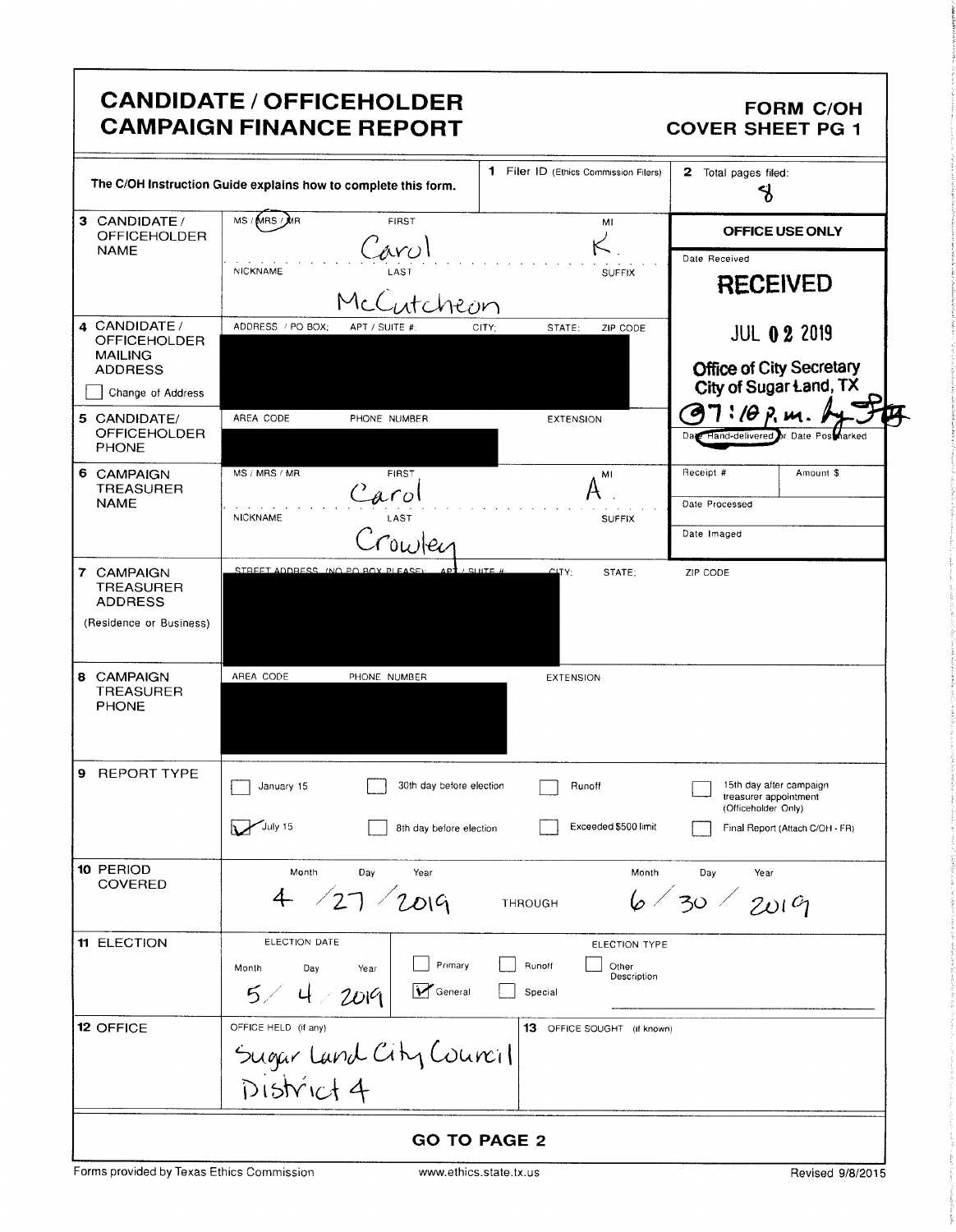# CANDIDATE / OFFICEHOLDER CAMPAIGN FINANCE REPORT

**FORM C/OH COVER SHEET PG 1**

The C/OH Instruction Guide explains how to complete this form.

**1** Filer ID (Ethics Commission Filers):

**2** Total pages filed: 8

**OFFICE USE ONLY**

Date Received

**RECEIVED**
JUL 02 2019
Office of City Secretary
City of Sugar Land, TX
@7:10 p.m.

Date Hand-delivered or Date Postmarked

Receipt # | Amount $

Date Processed

Date Imaged

**3 CANDIDATE / OFFICEHOLDER NAME**

MS / MRS / MR: MRS
FIRST: Carol
MI: K.
NICKNAME:
LAST: McCutcheon
SUFFIX:

**4 CANDIDATE / OFFICEHOLDER MAILING ADDRESS**

ADDRESS / PO BOX; APT / SUITE #; CITY; STATE; ZIP CODE

[REDACTED]

☐ Change of Address

**5 CANDIDATE / OFFICEHOLDER PHONE**

AREA CODE | PHONE NUMBER | EXTENSION

[REDACTED]

**6 CAMPAIGN TREASURER NAME**

MS / MRS / MR:
FIRST: Carol
MI: A.
NICKNAME:
LAST: Crowley
SUFFIX:

**7 CAMPAIGN TREASURER ADDRESS (Residence or Business)**

STREET ADDRESS (NO PO BOX PLEASE); APT / SUITE #; CITY; STATE; ZIP CODE

[REDACTED]

**8 CAMPAIGN TREASURER PHONE**

AREA CODE | PHONE NUMBER | EXTENSION

[REDACTED]

**9 REPORT TYPE**

- ☐ January 15
- ☑ July 15
- ☐ 30th day before election
- ☐ 8th day before election
- ☐ Runoff
- ☐ Exceeded $500 limit
- ☐ 15th day after campaign treasurer appointment (Officeholder Only)
- ☐ Final Report (Attach C/OH - FR)

**10 PERIOD COVERED**

4 / 27 / 2019 THROUGH 6 / 30 / 2019

**11 ELECTION**

ELECTION DATE: 5 / 4 / 2019

ELECTION TYPE:
- ☐ Primary
- ☑ General
- ☐ Runoff
- ☐ Special
- ☐ Other Description

**12 OFFICE**

OFFICE HELD (if any): Sugar Land City Council District 4

**13** OFFICE SOUGHT (if known):

**GO TO PAGE 2**

Forms provided by Texas Ethics Commission | www.ethics.state.tx.us | Revised 9/8/2015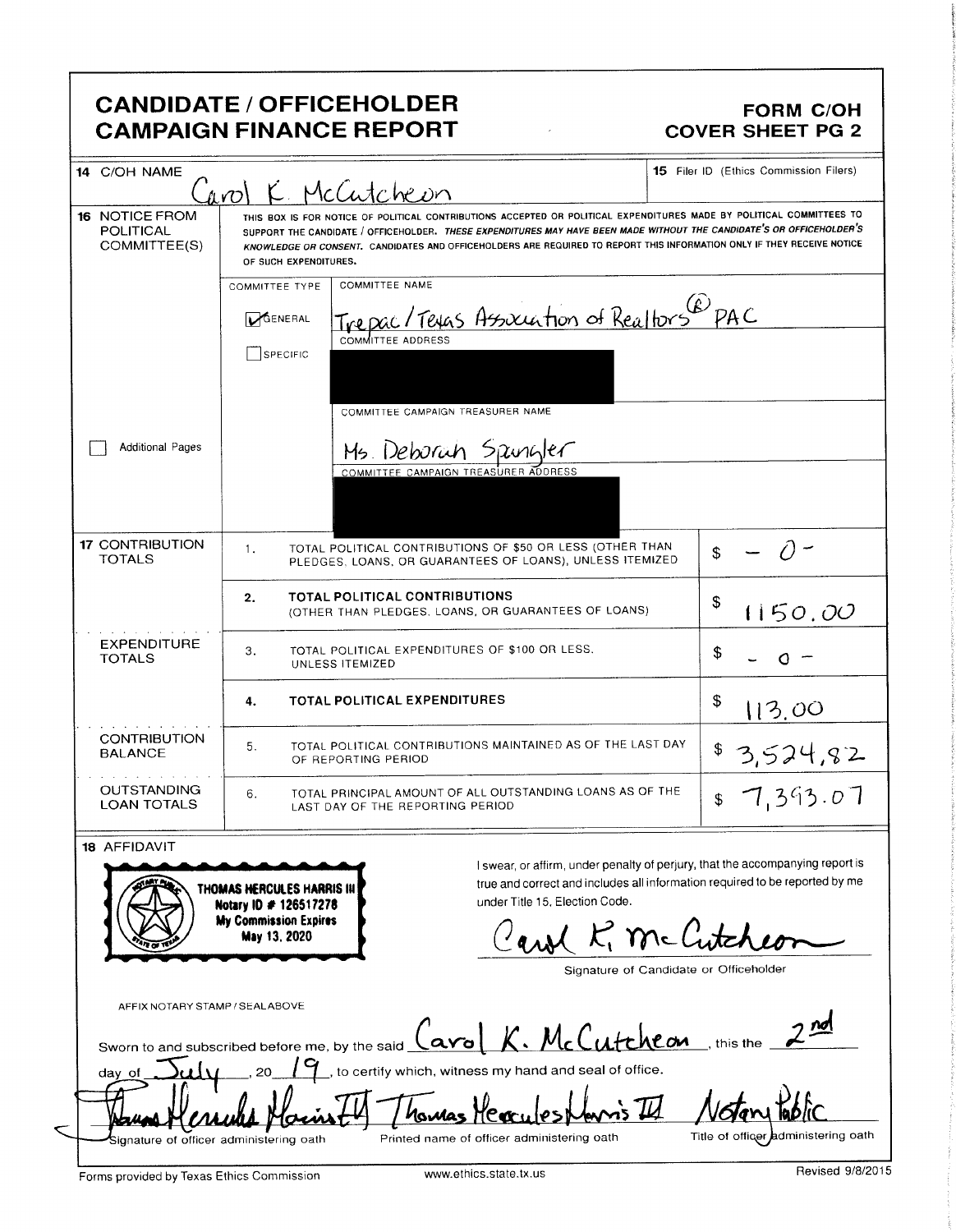# CANDIDATE / OFFICEHOLDER CAMPAIGN FINANCE REPORT

**FORM C/OH COVER SHEET PG 2**

**14** C/OH NAME: Carol K. McCutcheon

**15** Filer ID (Ethics Commission Filers):

**16** NOTICE FROM POLITICAL COMMITTEE(S)

THIS BOX IS FOR NOTICE OF POLITICAL CONTRIBUTIONS ACCEPTED OR POLITICAL EXPENDITURES MADE BY POLITICAL COMMITTEES TO SUPPORT THE CANDIDATE / OFFICEHOLDER. *THESE EXPENDITURES MAY HAVE BEEN MADE WITHOUT THE CANDIDATE'S OR OFFICEHOLDER'S KNOWLEDGE OR CONSENT.* CANDIDATES AND OFFICEHOLDERS ARE REQUIRED TO REPORT THIS INFORMATION ONLY IF THEY RECEIVE NOTICE OF SUCH EXPENDITURES.

COMMITTEE TYPE: ☑ GENERAL ☐ SPECIFIC

COMMITTEE NAME: Trepac / Texas Association of Realtors® PAC

COMMITTEE ADDRESS: [redacted]

COMMITTEE CAMPAIGN TREASURER NAME: Ms. Deborah Spangler

COMMITTEE CAMPAIGN TREASURER ADDRESS: [redacted]

☐ Additional Pages

| | | | |
|---|---|---|---|
| **17** CONTRIBUTION TOTALS | 1. | TOTAL POLITICAL CONTRIBUTIONS OF $50 OR LESS (OTHER THAN PLEDGES, LOANS, OR GUARANTEES OF LOANS), UNLESS ITEMIZED | $ -0- |
| | 2. | **TOTAL POLITICAL CONTRIBUTIONS** (OTHER THAN PLEDGES, LOANS, OR GUARANTEES OF LOANS) | $ 1150.00 |
| EXPENDITURE TOTALS | 3. | TOTAL POLITICAL EXPENDITURES OF $100 OR LESS, UNLESS ITEMIZED | $ -0- |
| | 4. | **TOTAL POLITICAL EXPENDITURES** | $ 113.00 |
| CONTRIBUTION BALANCE | 5. | TOTAL POLITICAL CONTRIBUTIONS MAINTAINED AS OF THE LAST DAY OF REPORTING PERIOD | $ 3,524.82 |
| OUTSTANDING LOAN TOTALS | 6. | TOTAL PRINCIPAL AMOUNT OF ALL OUTSTANDING LOANS AS OF THE LAST DAY OF THE REPORTING PERIOD | $ 7,393.07 |

**18** AFFIDAVIT

THOMAS HERCULES HARRIS III
Notary ID # 126517278
My Commission Expires
May 13, 2020

I swear, or affirm, under penalty of perjury, that the accompanying report is true and correct and includes all information required to be reported by me under Title 15, Election Code.

Carol K. McCutcheon
Signature of Candidate or Officeholder

AFFIX NOTARY STAMP / SEAL ABOVE

Sworn to and subscribed before me, by the said Carol K. McCutcheon, this the 2nd day of July, 20 19, to certify which, witness my hand and seal of office.

| Signature of officer administering oath | Printed name of officer administering oath | Title of officer administering oath |
|---|---|---|
| Thomas Hercules Harris III | Thomas Hercules Harris III | Notary Public |

Forms provided by Texas Ethics Commission — www.ethics.state.tx.us — Revised 9/8/2015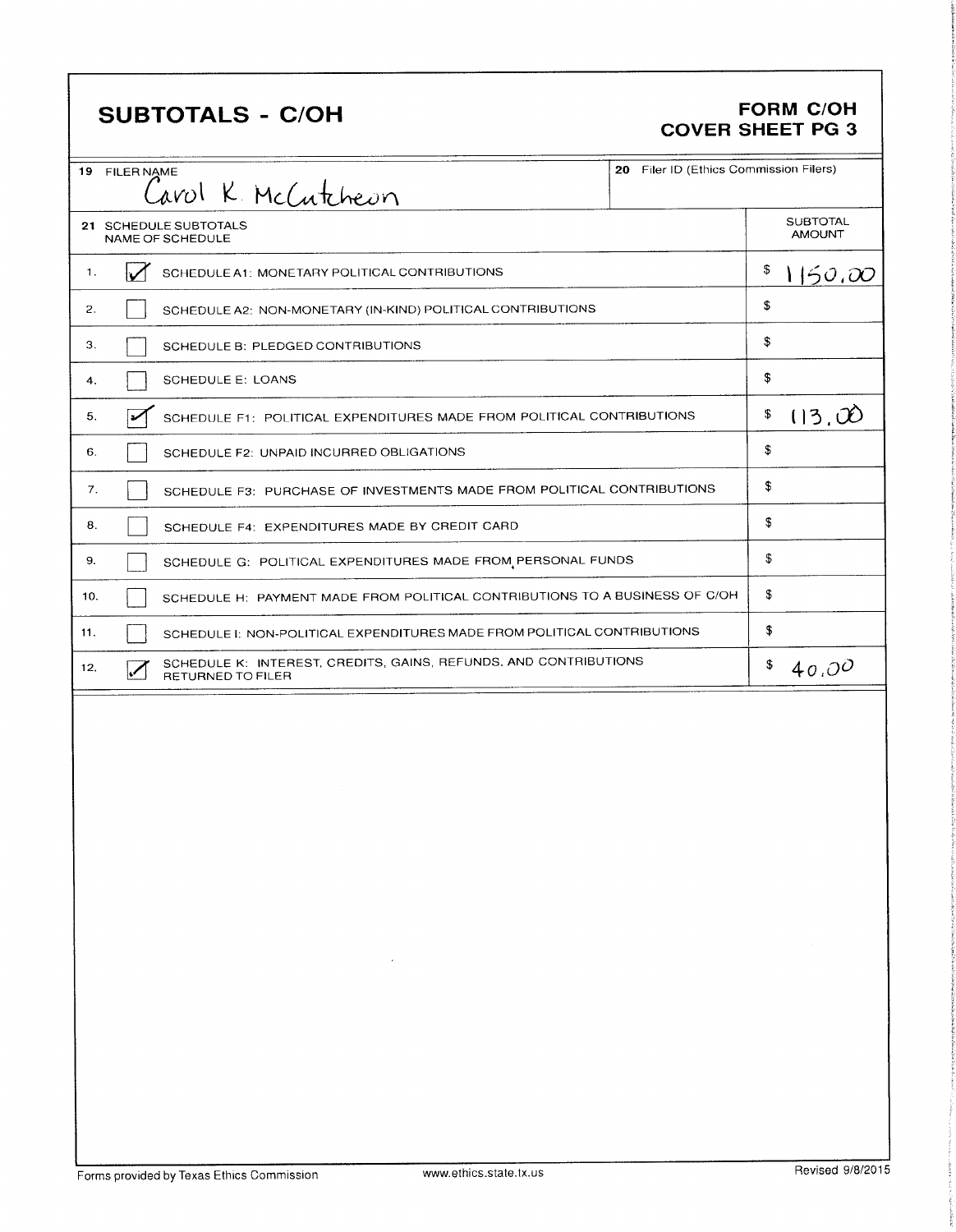## SUBTOTALS - C/OH

**FORM C/OH**
**COVER SHEET PG 3**

| 19 FILER NAME | 20 Filer ID (Ethics Commission Filers) |
|---|---|
| Carol K. McCutcheon | |

| 21 SCHEDULE SUBTOTALS | | NAME OF SCHEDULE | SUBTOTAL AMOUNT |
|---|---|---|---|
| 1. | ☑ | SCHEDULE A1: MONETARY POLITICAL CONTRIBUTIONS | $ 1150.00 |
| 2. | ☐ | SCHEDULE A2: NON-MONETARY (IN-KIND) POLITICAL CONTRIBUTIONS | $ |
| 3. | ☐ | SCHEDULE B: PLEDGED CONTRIBUTIONS | $ |
| 4. | ☐ | SCHEDULE E: LOANS | $ |
| 5. | ☑ | SCHEDULE F1: POLITICAL EXPENDITURES MADE FROM POLITICAL CONTRIBUTIONS | $ 113.00 |
| 6. | ☐ | SCHEDULE F2: UNPAID INCURRED OBLIGATIONS | $ |
| 7. | ☐ | SCHEDULE F3: PURCHASE OF INVESTMENTS MADE FROM POLITICAL CONTRIBUTIONS | $ |
| 8. | ☐ | SCHEDULE F4: EXPENDITURES MADE BY CREDIT CARD | $ |
| 9. | ☐ | SCHEDULE G: POLITICAL EXPENDITURES MADE FROM PERSONAL FUNDS | $ |
| 10. | ☐ | SCHEDULE H: PAYMENT MADE FROM POLITICAL CONTRIBUTIONS TO A BUSINESS OF C/OH | $ |
| 11. | ☐ | SCHEDULE I: NON-POLITICAL EXPENDITURES MADE FROM POLITICAL CONTRIBUTIONS | $ |
| 12. | ☑ | SCHEDULE K: INTEREST, CREDITS, GAINS, REFUNDS, AND CONTRIBUTIONS RETURNED TO FILER | $ 40.00 |

Forms provided by Texas Ethics Commission    www.ethics.state.tx.us    Revised 9/8/2015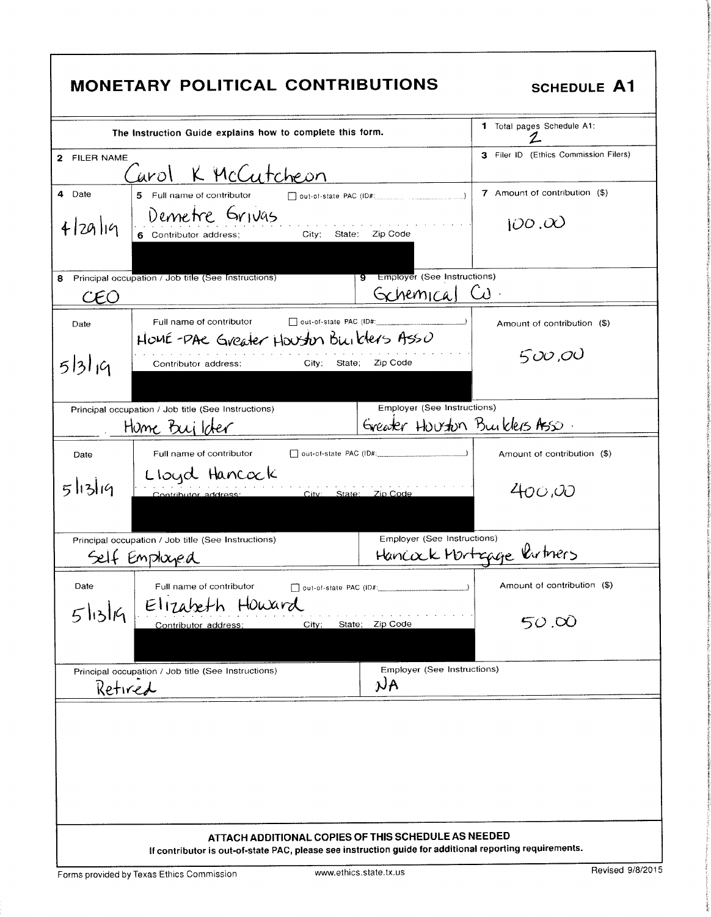# MONETARY POLITICAL CONTRIBUTIONS

**SCHEDULE A1**

The Instruction Guide explains how to complete this form.

**1** Total pages Schedule A1: 2

**2** FILER NAME: Carol K McCutcheon

**3** Filer ID (Ethics Commission Filers):

---

**4** Date: 4/29/19

**5** Full name of contributor: Demetre Grivas ☐ out-of-state PAC (ID#: )

**6** Contributor address; City; State; Zip Code: [REDACTED]

**7** Amount of contribution ($): 100.00

**8** Principal occupation / Job title (See Instructions): CEO

**9** Employer (See Instructions): Gchemical Co.

---

Date: 5/3/19

Full name of contributor: HOME-PAC Greater Houston Builders Asso ☐ out-of-state PAC (ID#: )

Contributor address; City; State; Zip Code: [REDACTED]

Amount of contribution ($): 500.00

Principal occupation / Job title (See Instructions): Home Builder

Employer (See Instructions): Greater Houston Builders Asso.

---

Date: 5/13/19

Full name of contributor: Lloyd Hancock ☐ out-of-state PAC (ID#: )

Contributor address; City; State; Zip Code: [REDACTED]

Amount of contribution ($): 400.00

Principal occupation / Job title (See Instructions): Self Employed

Employer (See Instructions): Hancock Mortgage Partners

---

Date: 5/13/19

Full name of contributor: Elizabeth Howard ☐ out-of-state PAC (ID#: )

Contributor address; City; State; Zip Code: [REDACTED]

Amount of contribution ($): 50.00

Principal occupation / Job title (See Instructions): Retired

Employer (See Instructions): NA

---

**ATTACH ADDITIONAL COPIES OF THIS SCHEDULE AS NEEDED**

**If contributor is out-of-state PAC, please see instruction guide for additional reporting requirements.**

Forms provided by Texas Ethics Commission www.ethics.state.tx.us Revised 9/8/2015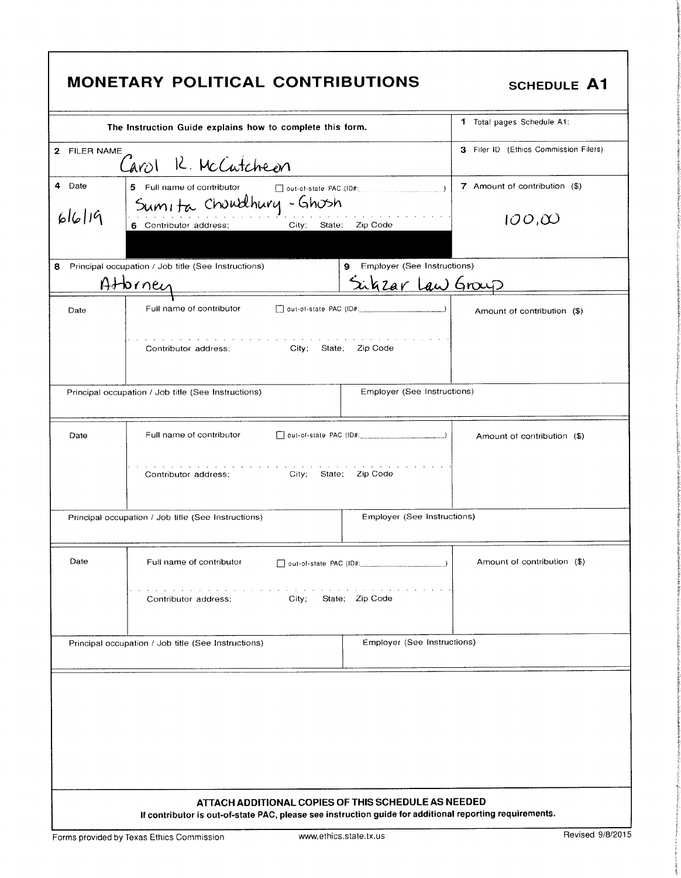# MONETARY POLITICAL CONTRIBUTIONS

**SCHEDULE A1**

| The Instruction Guide explains how to complete this form. | | | 1 Total pages Schedule A1: |
|---|---|---|---|
| 2 FILER NAME: Carol R. McCutcheon | | | 3 Filer ID (Ethics Commission Filers) |
| 4 Date: 6/6/19 | 5 Full name of contributor ☐ out-of-state PAC (ID#: ) Sumita Chowdhury - Ghosh<br>6 Contributor address; City; State; Zip Code | | 7 Amount of contribution ($): 100.00 |
| 8 Principal occupation / Job title (See Instructions): Attorney | | 9 Employer (See Instructions): Sikzar Law Group | |
| Date | Full name of contributor ☐ out-of-state PAC (ID#: )<br>Contributor address; City; State; Zip Code | | Amount of contribution ($) |
| Principal occupation / Job title (See Instructions) | | Employer (See Instructions) | |
| Date | Full name of contributor ☐ out-of-state PAC (ID#: )<br>Contributor address; City; State; Zip Code | | Amount of contribution ($) |
| Principal occupation / Job title (See Instructions) | | Employer (See Instructions) | |
| Date | Full name of contributor ☐ out-of-state PAC (ID#: )<br>Contributor address; City; State; Zip Code | | Amount of contribution ($) |
| Principal occupation / Job title (See Instructions) | | Employer (See Instructions) | |

**ATTACH ADDITIONAL COPIES OF THIS SCHEDULE AS NEEDED**

**If contributor is out-of-state PAC, please see instruction guide for additional reporting requirements.**

Forms provided by Texas Ethics Commission www.ethics.state.tx.us Revised 9/8/2015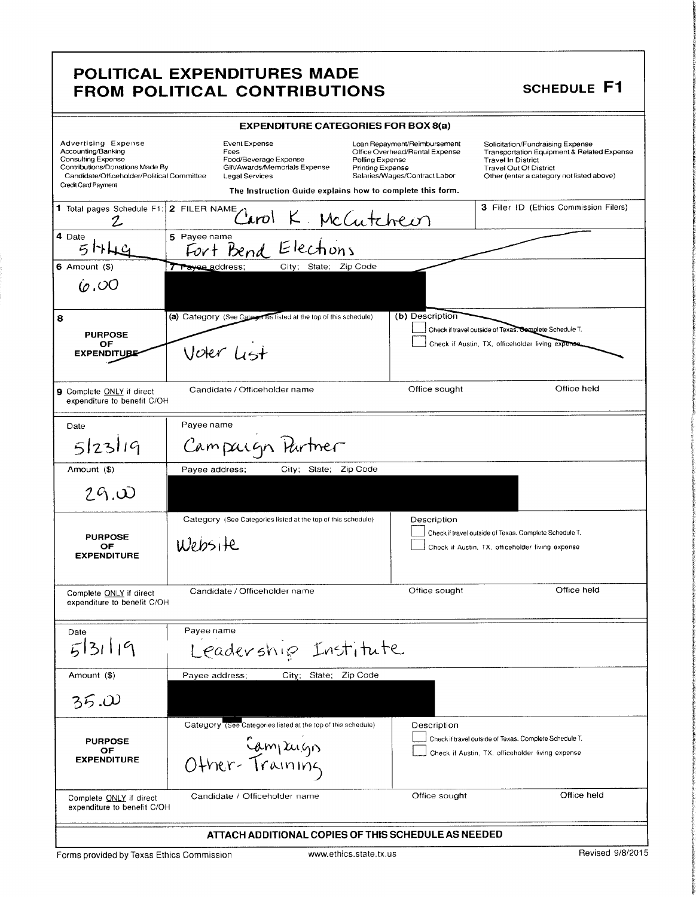# POLITICAL EXPENDITURES MADE FROM POLITICAL CONTRIBUTIONS

## SCHEDULE F1

### EXPENDITURE CATEGORIES FOR BOX 8(a)

| | | | |
|---|---|---|---|
| Advertising Expense | Event Expense | Loan Repayment/Reimbursement | Solicitation/Fundraising Expense |
| Accounting/Banking | Fees | Office Overhead/Rental Expense | Transportation Equipment & Related Expense |
| Consulting Expense | Food/Beverage Expense | Polling Expense | Travel In District |
| Contributions/Donations Made By Candidate/Officeholder/Political Committee | Gift/Awards/Memorials Expense | Printing Expense | Travel Out Of District |
| Credit Card Payment | Legal Services | Salaries/Wages/Contract Labor | Other (enter a category not listed above) |

The Instruction Guide explains how to complete this form.

**1** Total pages Schedule F1: 2

**2** FILER NAME: Carol K. McCutcheon

**3** Filer ID (Ethics Commission Filers):

---

**4** Date: 5/1/19

**5** Payee name: Fort Bend Elections

**6** Amount ($): 6.00

**7** Payee address; City; State; Zip Code: [REDACTED]

**8** PURPOSE OF EXPENDITURE

(a) Category (See Categories listed at the top of this schedule): Voter List

(b) Description:

☐ Check if travel outside of Texas. Complete Schedule T.

☐ Check if Austin, TX, officeholder living expense

**9** Complete ONLY if direct expenditure to benefit C/OH

Candidate / Officeholder name | Office sought | Office held

---

Date: 5/23/19

Payee name: Campaign Partner

Amount ($): 29.00

Payee address; City; State; Zip Code: [REDACTED]

PURPOSE OF EXPENDITURE

Category (See Categories listed at the top of this schedule): Website

Description:

☐ Check if travel outside of Texas. Complete Schedule T.

☐ Check if Austin, TX, officeholder living expense

Complete ONLY if direct expenditure to benefit C/OH

Candidate / Officeholder name | Office sought | Office held

---

Date: 5/31/19

Payee name: Leadership Institute

Amount ($): 35.00

Payee address; City; State; Zip Code: [REDACTED]

PURPOSE OF EXPENDITURE

Category (See Categories listed at the top of this schedule): Campaign Other- Training

Description:

☐ Check if travel outside of Texas. Complete Schedule T.

☐ Check if Austin, TX, officeholder living expense

Complete ONLY if direct expenditure to benefit C/OH

Candidate / Officeholder name | Office sought | Office held

---

**ATTACH ADDITIONAL COPIES OF THIS SCHEDULE AS NEEDED**

Forms provided by Texas Ethics Commission www.ethics.state.tx.us Revised 9/8/2015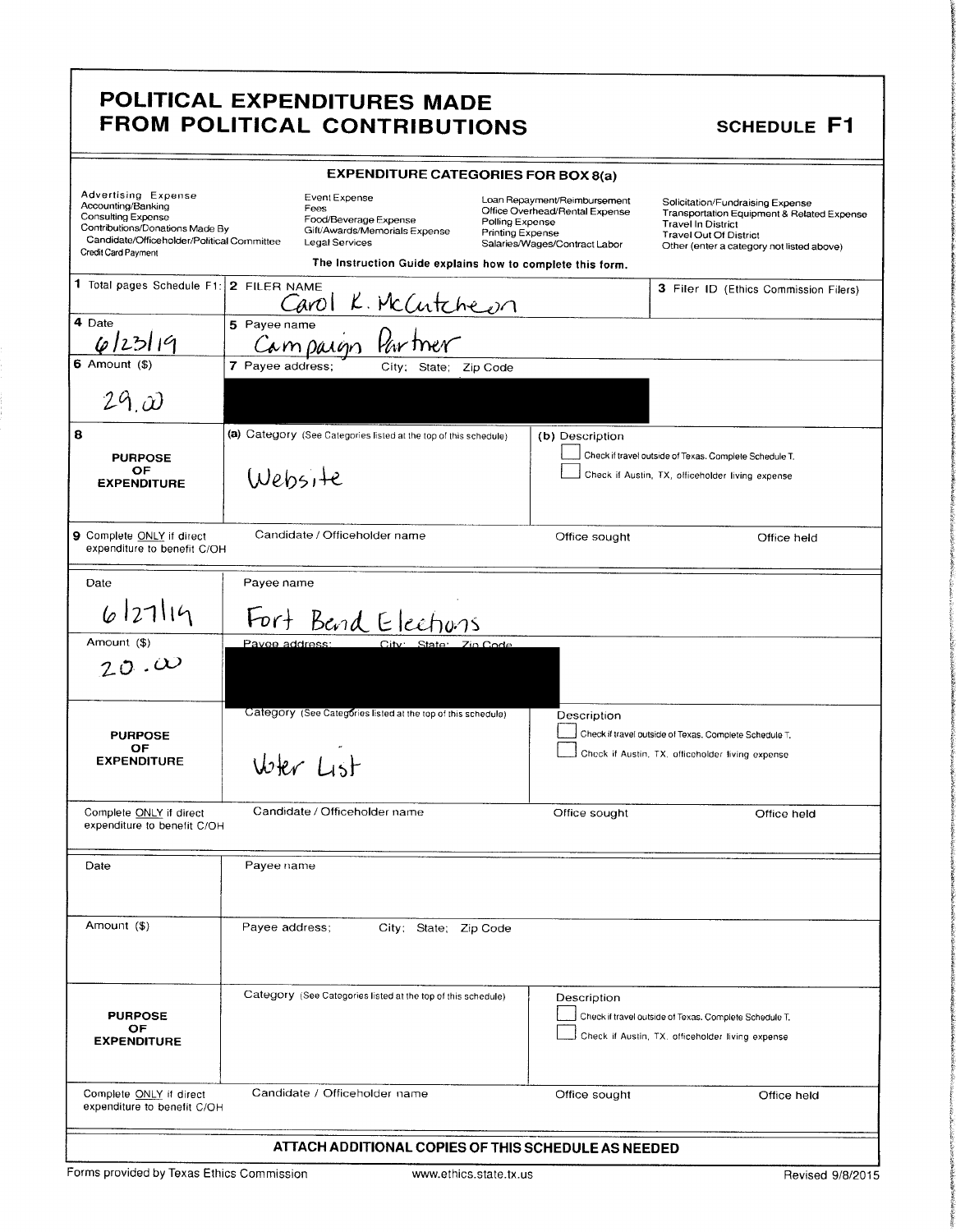# POLITICAL EXPENDITURES MADE FROM POLITICAL CONTRIBUTIONS

## SCHEDULE F1

**EXPENDITURE CATEGORIES FOR BOX 8(a)**

| | | | |
|---|---|---|---|
| Advertising Expense | Event Expense | Loan Repayment/Reimbursement | Solicitation/Fundraising Expense |
| Accounting/Banking | Fees | Office Overhead/Rental Expense | Transportation Equipment & Related Expense |
| Consulting Expense | Food/Beverage Expense | Polling Expense | Travel In District |
| Contributions/Donations Made By Candidate/Officeholder/Political Committee | Gift/Awards/Memorials Expense | Printing Expense | Travel Out Of District |
| Credit Card Payment | Legal Services | Salaries/Wages/Contract Labor | Other (enter a category not listed above) |

The Instruction Guide explains how to complete this form.

| | | |
|---|---|---|
| 1 Total pages Schedule F1: | 2 FILER NAME: Carol K. McCutcheon | 3 Filer ID (Ethics Commission Filers) |

---

| Field | Entry |
|---|---|
| 4 Date | 6/23/19 |
| 5 Payee name | Campaign Partner |
| 6 Amount ($) | 29.00 |
| 7 Payee address; City; State; Zip Code | [REDACTED] |
| 8 PURPOSE OF EXPENDITURE — (a) Category (See Categories listed at the top of this schedule) | Website |
| (b) Description | ☐ Check if travel outside of Texas. Complete Schedule T. ☐ Check if Austin, TX, officeholder living expense |
| 9 Complete ONLY if direct expenditure to benefit C/OH | Candidate / Officeholder name: — Office sought: — Office held: — |

---

| Field | Entry |
|---|---|
| Date | 6/27/19 |
| Payee name | Fort Bend Elections |
| Amount ($) | 20.00 |
| Payee address; City; State; Zip Code | [REDACTED] |
| PURPOSE OF EXPENDITURE — Category (See Categories listed at the top of this schedule) | Voter List |
| Description | ☐ Check if travel outside of Texas. Complete Schedule T. ☐ Check if Austin, TX, officeholder living expense |
| Complete ONLY if direct expenditure to benefit C/OH | Candidate / Officeholder name: — Office sought: — Office held: — |

---

| Field | Entry |
|---|---|
| Date | |
| Payee name | |
| Amount ($) | |
| Payee address; City; State; Zip Code | |
| PURPOSE OF EXPENDITURE — Category (See Categories listed at the top of this schedule) | |
| Description | ☐ Check if travel outside of Texas. Complete Schedule T. ☐ Check if Austin, TX, officeholder living expense |
| Complete ONLY if direct expenditure to benefit C/OH | Candidate / Officeholder name: — Office sought: — Office held: — |

**ATTACH ADDITIONAL COPIES OF THIS SCHEDULE AS NEEDED**

Forms provided by Texas Ethics Commission www.ethics.state.tx.us Revised 9/8/2015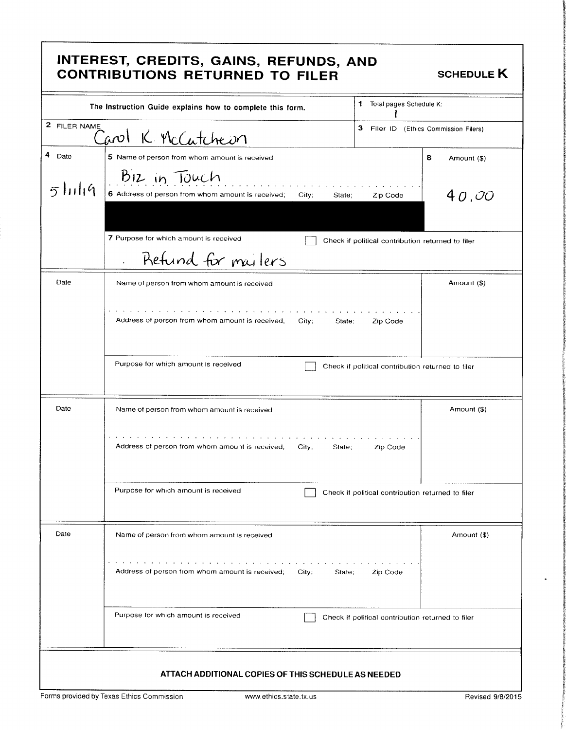# INTEREST, CREDITS, GAINS, REFUNDS, AND CONTRIBUTIONS RETURNED TO FILER

**SCHEDULE K**

| | | |
|---|---|---|
| The Instruction Guide explains how to complete this form. | | 1 Total pages Schedule K: 1 |
| 2 FILER NAME Carol K. McCutcheon | | 3 Filer ID (Ethics Commission Filers) |
| 4 Date 5/11/19 | 5 Name of person from whom amount is received: Biz in Touch<br>6 Address of person from whom amount is received; City; State; Zip Code: [redacted]<br>7 Purpose for which amount is received: Refund for mailers<br>☐ Check if political contribution returned to filer | 8 Amount ($) 40.00 |
| Date | Name of person from whom amount is received<br>Address of person from whom amount is received; City; State; Zip Code<br>Purpose for which amount is received<br>☐ Check if political contribution returned to filer | Amount ($) |
| Date | Name of person from whom amount is received<br>Address of person from whom amount is received; City; State; Zip Code<br>Purpose for which amount is received<br>☐ Check if political contribution returned to filer | Amount ($) |
| Date | Name of person from whom amount is received<br>Address of person from whom amount is received; City; State; Zip Code<br>Purpose for which amount is received<br>☐ Check if political contribution returned to filer | Amount ($) |

**ATTACH ADDITIONAL COPIES OF THIS SCHEDULE AS NEEDED**

Forms provided by Texas Ethics Commission www.ethics.state.tx.us Revised 9/8/2015